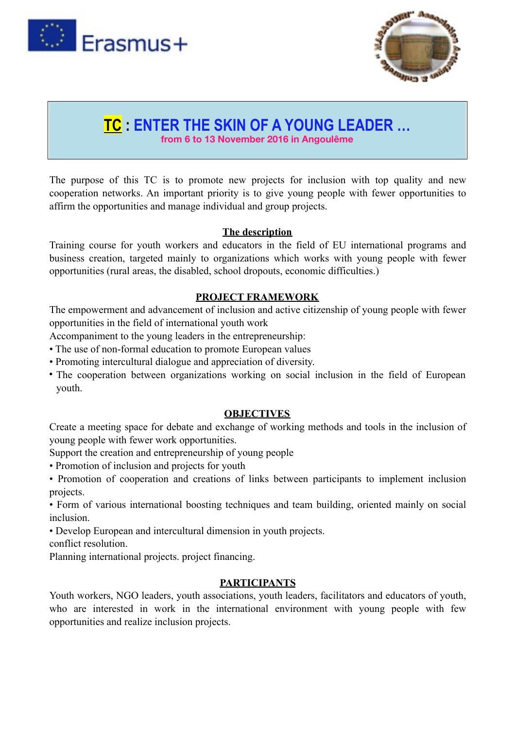# TC : ENTER THE SKIN OF A YOUNG LEADER …

**from 6 to 13 November 2016 in Angoulême**

The purpose of this TC is to promote new projects for inclusion with top quality and new cooperation networks. An important priority is to give young people with fewer opportunities to affirm the opportunities and manage individual and group projects.

## The description

Training course for youth workers and educators in the field of EU international programs and business creation, targeted mainly to organizations which works with young people with fewer opportunities (rural areas, the disabled, school dropouts, economic difficulties.)

## PROJECT FRAMEWORK

The empowerment and advancement of inclusion and active citizenship of young people with fewer opportunities in the field of international youth work

Accompaniment to the young leaders in the entrepreneurship:

- The use of non-formal education to promote European values
- Promoting intercultural dialogue and appreciation of diversity.
- The cooperation between organizations working on social inclusion in the field of European youth.

## OBJECTIVES

Create a meeting space for debate and exchange of working methods and tools in the inclusion of young people with fewer work opportunities.

Support the creation and entrepreneurship of young people

- Promotion of inclusion and projects for youth
- Promotion of cooperation and creations of links between participants to implement inclusion projects.
- Form of various international boosting techniques and team building, oriented mainly on social inclusion.
- Develop European and intercultural dimension in youth projects.

conflict resolution.

Planning international projects. project financing.

## PARTICIPANTS

Youth workers, NGO leaders, youth associations, youth leaders, facilitators and educators of youth, who are interested in work in the international environment with young people with few opportunities and realize inclusion projects.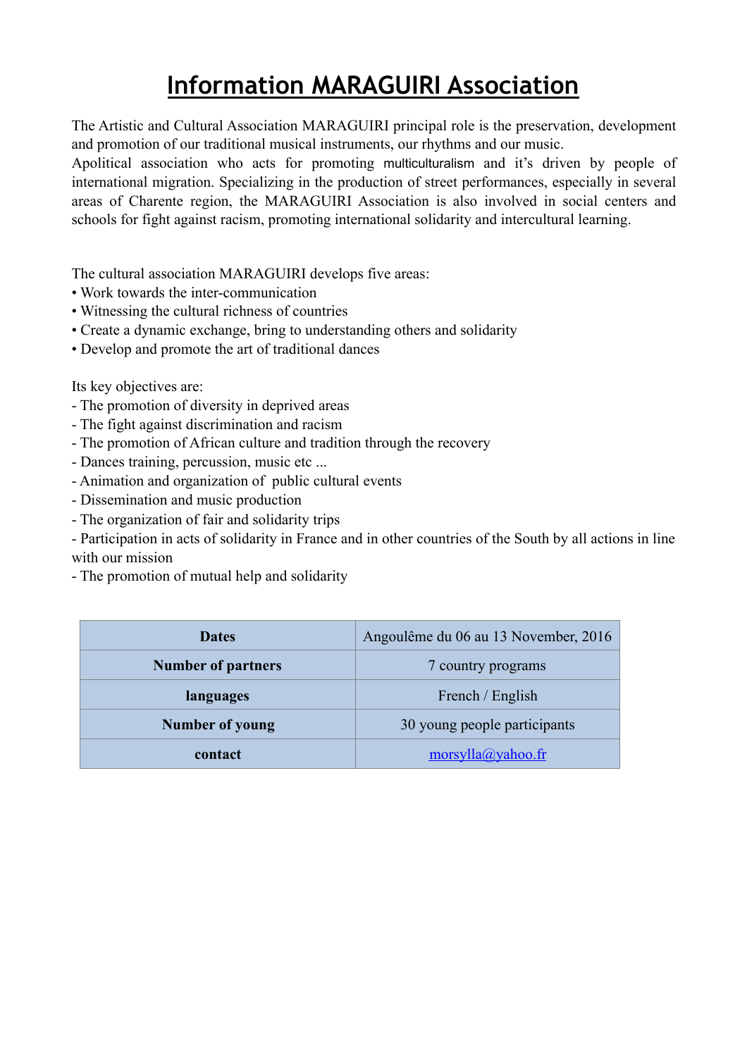# Information MARAGUIRI Association

The Artistic and Cultural Association MARAGUIRI principal role is the preservation, development and promotion of our traditional musical instruments, our rhythms and our music.
Apolitical association who acts for promoting multiculturalism and it's driven by people of international migration. Specializing in the production of street performances, especially in several areas of Charente region, the MARAGUIRI Association is also involved in social centers and schools for fight against racism, promoting international solidarity and intercultural learning.

The cultural association MARAGUIRI develops five areas:

- Work towards the inter-communication
- Witnessing the cultural richness of countries
- Create a dynamic exchange, bring to understanding others and solidarity
- Develop and promote the art of traditional dances

Its key objectives are:

- The promotion of diversity in deprived areas
- The fight against discrimination and racism
- The promotion of African culture and tradition through the recovery
- Dances training, percussion, music etc ...
- Animation and organization of public cultural events
- Dissemination and music production
- The organization of fair and solidarity trips
- Participation in acts of solidarity in France and in other countries of the South by all actions in line with our mission
- The promotion of mutual help and solidarity

| | |
|---|---|
| **Dates** | Angoulême du 06 au 13 November, 2016 |
| **Number of partners** | 7 country programs |
| **languages** | French / English |
| **Number of young** | 30 young people participants |
| **contact** | morsylla@yahoo.fr |